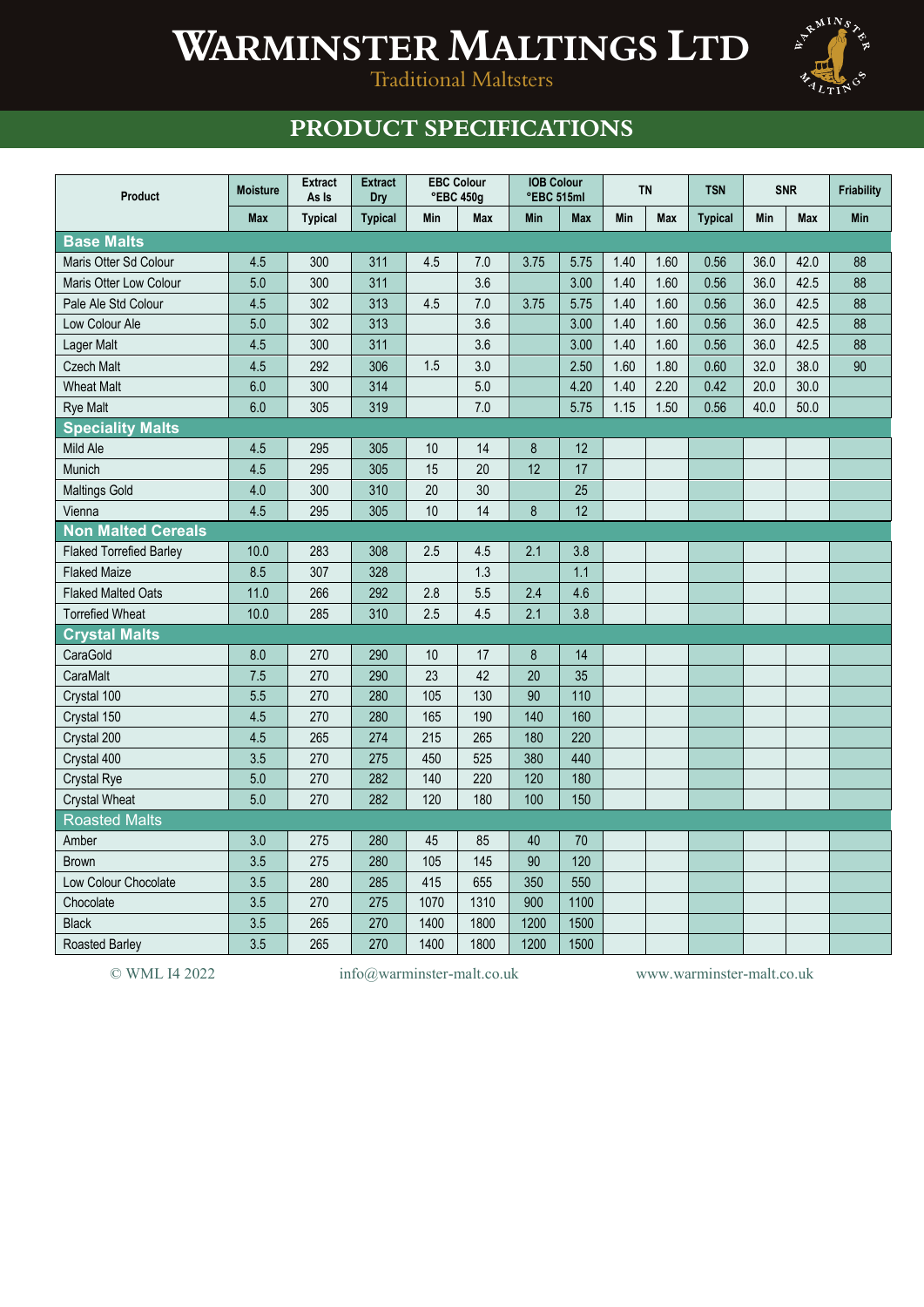# Warminster Maltings Ltd

Traditional Maltsters

## PRODUCT SPECIFICATIONS

| Product | Moisture | Extract As Is | Extract Dry | EBC Colour °EBC 450g | | IOB Colour °EBC 515ml | | TN | | TSN | SNR | | Friability |
|---|---|---|---|---|---|---|---|---|---|---|---|---|---|
| | Max | Typical | Typical | Min | Max | Min | Max | Min | Max | Typical | Min | Max | Min |
| **Base Malts** | | | | | | | | | | | | | |
| Maris Otter Sd Colour | 4.5 | 300 | 311 | 4.5 | 7.0 | 3.75 | 5.75 | 1.40 | 1.60 | 0.56 | 36.0 | 42.0 | 88 |
| Maris Otter Low Colour | 5.0 | 300 | 311 | | 3.6 | | 3.00 | 1.40 | 1.60 | 0.56 | 36.0 | 42.5 | 88 |
| Pale Ale Std Colour | 4.5 | 302 | 313 | 4.5 | 7.0 | 3.75 | 5.75 | 1.40 | 1.60 | 0.56 | 36.0 | 42.5 | 88 |
| Low Colour Ale | 5.0 | 302 | 313 | | 3.6 | | 3.00 | 1.40 | 1.60 | 0.56 | 36.0 | 42.5 | 88 |
| Lager Malt | 4.5 | 300 | 311 | | 3.6 | | 3.00 | 1.40 | 1.60 | 0.56 | 36.0 | 42.5 | 88 |
| Czech Malt | 4.5 | 292 | 306 | 1.5 | 3.0 | | 2.50 | 1.60 | 1.80 | 0.60 | 32.0 | 38.0 | 90 |
| Wheat Malt | 6.0 | 300 | 314 | | 5.0 | | 4.20 | 1.40 | 2.20 | 0.42 | 20.0 | 30.0 | |
| Rye Malt | 6.0 | 305 | 319 | | 7.0 | | 5.75 | 1.15 | 1.50 | 0.56 | 40.0 | 50.0 | |
| **Speciality Malts** | | | | | | | | | | | | | |
| Mild Ale | 4.5 | 295 | 305 | 10 | 14 | 8 | 12 | | | | | | |
| Munich | 4.5 | 295 | 305 | 15 | 20 | 12 | 17 | | | | | | |
| Maltings Gold | 4.0 | 300 | 310 | 20 | 30 | | 25 | | | | | | |
| Vienna | 4.5 | 295 | 305 | 10 | 14 | 8 | 12 | | | | | | |
| **Non Malted Cereals** | | | | | | | | | | | | | |
| Flaked Torrefied Barley | 10.0 | 283 | 308 | 2.5 | 4.5 | 2.1 | 3.8 | | | | | | |
| Flaked Maize | 8.5 | 307 | 328 | | 1.3 | | 1.1 | | | | | | |
| Flaked Malted Oats | 11.0 | 266 | 292 | 2.8 | 5.5 | 2.4 | 4.6 | | | | | | |
| Torrefied Wheat | 10.0 | 285 | 310 | 2.5 | 4.5 | 2.1 | 3.8 | | | | | | |
| **Crystal Malts** | | | | | | | | | | | | | |
| CaraGold | 8.0 | 270 | 290 | 10 | 17 | 8 | 14 | | | | | | |
| CaraMalt | 7.5 | 270 | 290 | 23 | 42 | 20 | 35 | | | | | | |
| Crystal 100 | 5.5 | 270 | 280 | 105 | 130 | 90 | 110 | | | | | | |
| Crystal 150 | 4.5 | 270 | 280 | 165 | 190 | 140 | 160 | | | | | | |
| Crystal 200 | 4.5 | 265 | 274 | 215 | 265 | 180 | 220 | | | | | | |
| Crystal 400 | 3.5 | 270 | 275 | 450 | 525 | 380 | 440 | | | | | | |
| Crystal Rye | 5.0 | 270 | 282 | 140 | 220 | 120 | 180 | | | | | | |
| Crystal Wheat | 5.0 | 270 | 282 | 120 | 180 | 100 | 150 | | | | | | |
| Roasted Malts | | | | | | | | | | | | | |
| Amber | 3.0 | 275 | 280 | 45 | 85 | 40 | 70 | | | | | | |
| Brown | 3.5 | 275 | 280 | 105 | 145 | 90 | 120 | | | | | | |
| Low Colour Chocolate | 3.5 | 280 | 285 | 415 | 655 | 350 | 550 | | | | | | |
| Chocolate | 3.5 | 270 | 275 | 1070 | 1310 | 900 | 1100 | | | | | | |
| Black | 3.5 | 265 | 270 | 1400 | 1800 | 1200 | 1500 | | | | | | |
| Roasted Barley | 3.5 | 265 | 270 | 1400 | 1800 | 1200 | 1500 | | | | | | |

© WML I4 2022 | info@warminster-malt.co.uk | www.warminster-malt.co.uk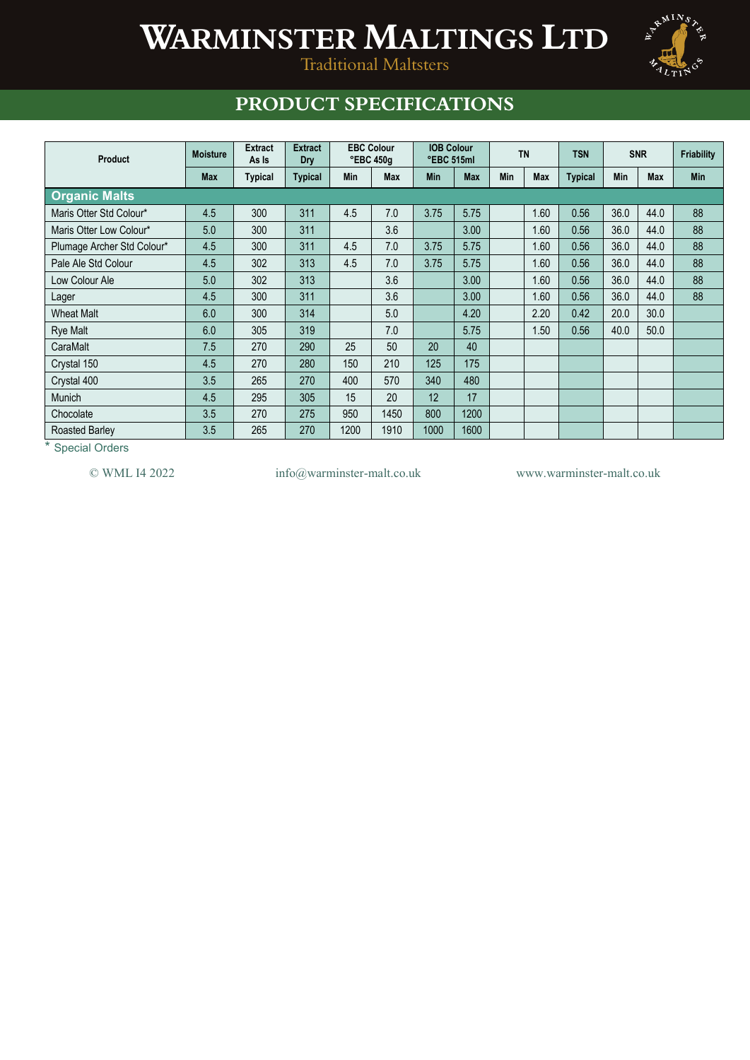# WARMINSTER MALTINGS LTD

Traditional Maltsters

## PRODUCT SPECIFICATIONS

| Product | Moisture | Extract As Is | Extract Dry | EBC Colour °EBC 450g | | IOB Colour °EBC 515ml | | TN | | TSN | SNR | | Friability |
|---|---|---|---|---|---|---|---|---|---|---|---|---|---|
| | Max | Typical | Typical | Min | Max | Min | Max | Min | Max | Typical | Min | Max | Min |
| **Organic Malts** | | | | | | | | | | | | | |
| Maris Otter Std Colour* | 4.5 | 300 | 311 | 4.5 | 7.0 | 3.75 | 5.75 | | 1.60 | 0.56 | 36.0 | 44.0 | 88 |
| Maris Otter Low Colour* | 5.0 | 300 | 311 | | 3.6 | | 3.00 | | 1.60 | 0.56 | 36.0 | 44.0 | 88 |
| Plumage Archer Std Colour* | 4.5 | 300 | 311 | 4.5 | 7.0 | 3.75 | 5.75 | | 1.60 | 0.56 | 36.0 | 44.0 | 88 |
| Pale Ale Std Colour | 4.5 | 302 | 313 | 4.5 | 7.0 | 3.75 | 5.75 | | 1.60 | 0.56 | 36.0 | 44.0 | 88 |
| Low Colour Ale | 5.0 | 302 | 313 | | 3.6 | | 3.00 | | 1.60 | 0.56 | 36.0 | 44.0 | 88 |
| Lager | 4.5 | 300 | 311 | | 3.6 | | 3.00 | | 1.60 | 0.56 | 36.0 | 44.0 | 88 |
| Wheat Malt | 6.0 | 300 | 314 | | 5.0 | | 4.20 | | 2.20 | 0.42 | 20.0 | 30.0 | |
| Rye Malt | 6.0 | 305 | 319 | | 7.0 | | 5.75 | | 1.50 | 0.56 | 40.0 | 50.0 | |
| CaraMalt | 7.5 | 270 | 290 | 25 | 50 | 20 | 40 | | | | | | |
| Crystal 150 | 4.5 | 270 | 280 | 150 | 210 | 125 | 175 | | | | | | |
| Crystal 400 | 3.5 | 265 | 270 | 400 | 570 | 340 | 480 | | | | | | |
| Munich | 4.5 | 295 | 305 | 15 | 20 | 12 | 17 | | | | | | |
| Chocolate | 3.5 | 270 | 275 | 950 | 1450 | 800 | 1200 | | | | | | |
| Roasted Barley | 3.5 | 265 | 270 | 1200 | 1910 | 1000 | 1600 | | | | | | |

\* Special Orders

© WML I4 2022 info@warminster-malt.co.uk www.warminster-malt.co.uk